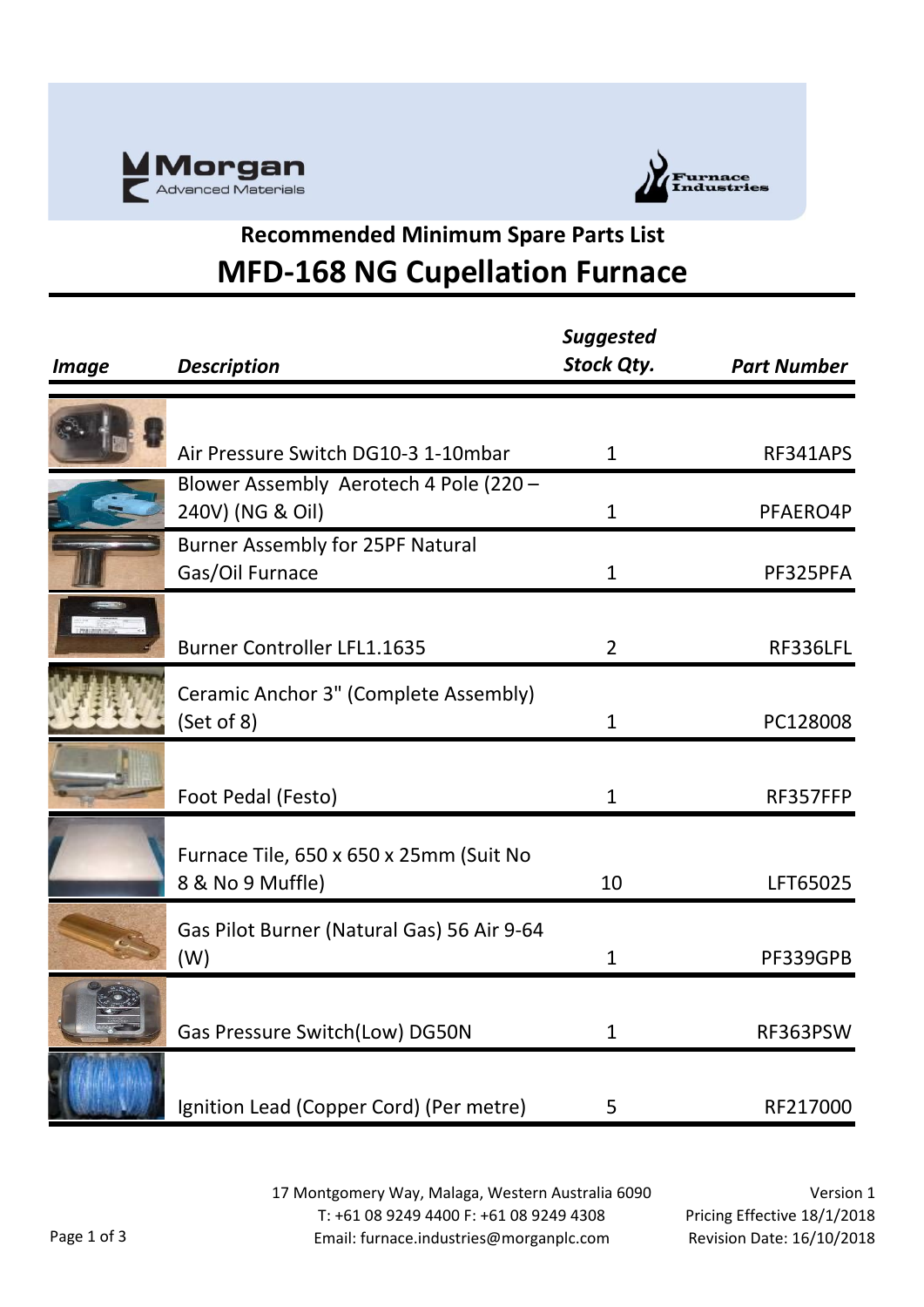Morgan Advanced Materials

Furnace Industries

## Recommended Minimum Spare Parts List

# MFD-168 NG Cupellation Furnace

| *Image* | *Description* | *Suggested Stock Qty.* | *Part Number* |
|---|---|---|---|
| | Air Pressure Switch DG10-3 1-10mbar | 1 | RF341APS |
| | Blower Assembly Aerotech 4 Pole (220 – 240V) (NG & Oil) | 1 | PFAERO4P |
| | Burner Assembly for 25PF Natural Gas/Oil Furnace | 1 | PF325PFA |
| | Burner Controller LFL1.1635 | 2 | RF336LFL |
| | Ceramic Anchor 3" (Complete Assembly) (Set of 8) | 1 | PC128008 |
| | Foot Pedal (Festo) | 1 | RF357FFP |
| | Furnace Tile, 650 x 650 x 25mm (Suit No 8 & No 9 Muffle) | 10 | LFT65025 |
| | Gas Pilot Burner (Natural Gas) 56 Air 9-64 (W) | 1 | PF339GPB |
| | Gas Pressure Switch(Low) DG50N | 1 | RF363PSW |
| | Ignition Lead (Copper Cord) (Per metre) | 5 | RF217000 |

17 Montgomery Way, Malaga, Western Australia 6090
T: +61 08 9249 4400 F: +61 08 9249 4308
Email: furnace.industries@morganplc.com

Version 1
Pricing Effective 18/1/2018
Revision Date: 16/10/2018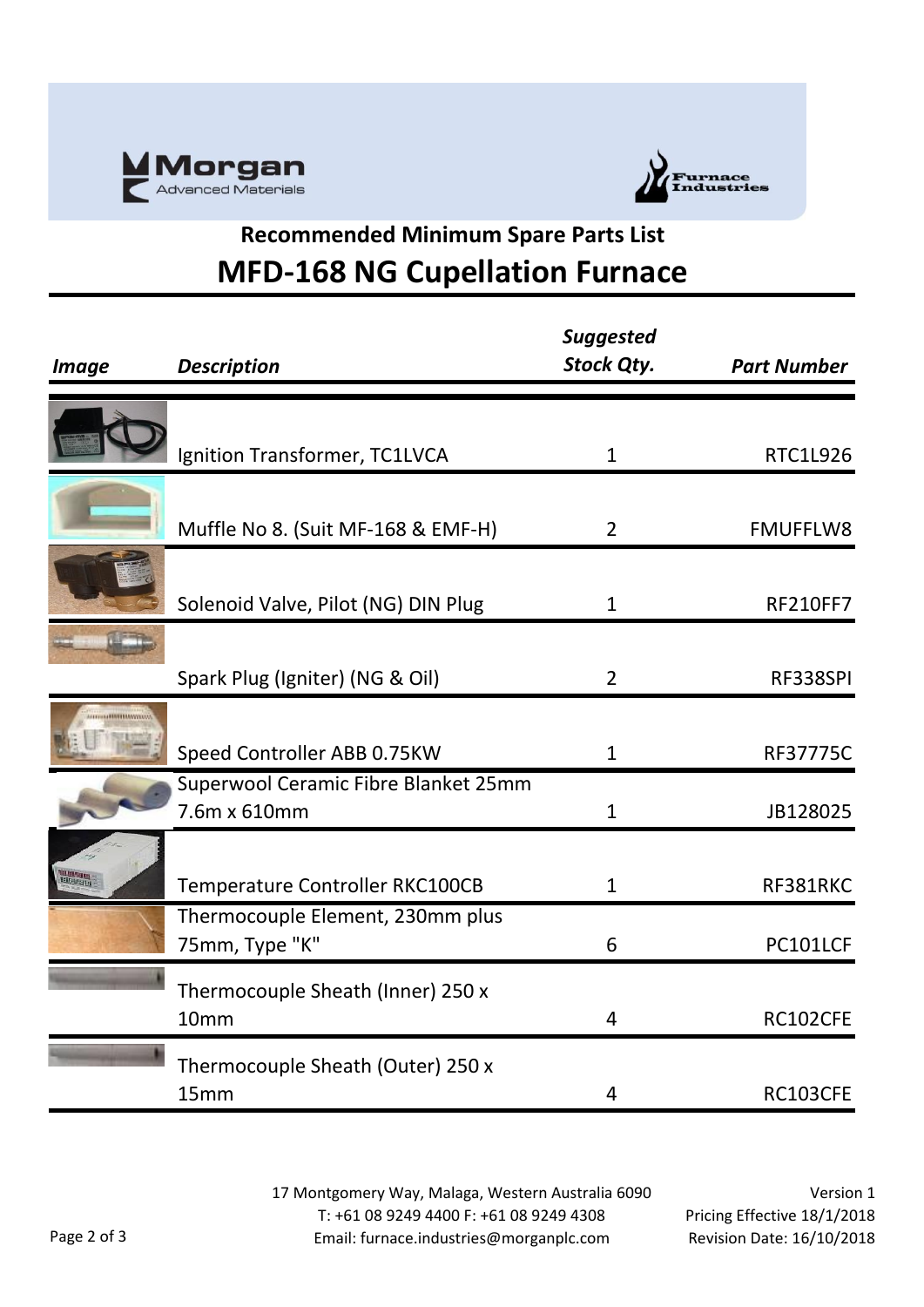## Recommended Minimum Spare Parts List

# MFD-168 NG Cupellation Furnace

| *Image* | *Description* | *Suggested Stock Qty.* | *Part Number* |
|---|---|---|---|
| | Ignition Transformer, TC1LVCA | 1 | RTC1L926 |
| | Muffle No 8. (Suit MF-168 & EMF-H) | 2 | FMUFFLW8 |
| | Solenoid Valve, Pilot (NG) DIN Plug | 1 | RF210FF7 |
| | Spark Plug (Igniter) (NG & Oil) | 2 | RF338SPI |
| | Speed Controller ABB 0.75KW | 1 | RF37775C |
| | Superwool Ceramic Fibre Blanket 25mm 7.6m x 610mm | 1 | JB128025 |
| | Temperature Controller RKC100CB | 1 | RF381RKC |
| | Thermocouple Element, 230mm plus 75mm, Type "K" | 6 | PC101LCF |
| | Thermocouple Sheath (Inner) 250 x 10mm | 4 | RC102CFE |
| | Thermocouple Sheath (Outer) 250 x 15mm | 4 | RC103CFE |

17 Montgomery Way, Malaga, Western Australia 6090
T: +61 08 9249 4400 F: +61 08 9249 4308
Email: furnace.industries@morganplc.com

Version 1
Pricing Effective 18/1/2018
Revision Date: 16/10/2018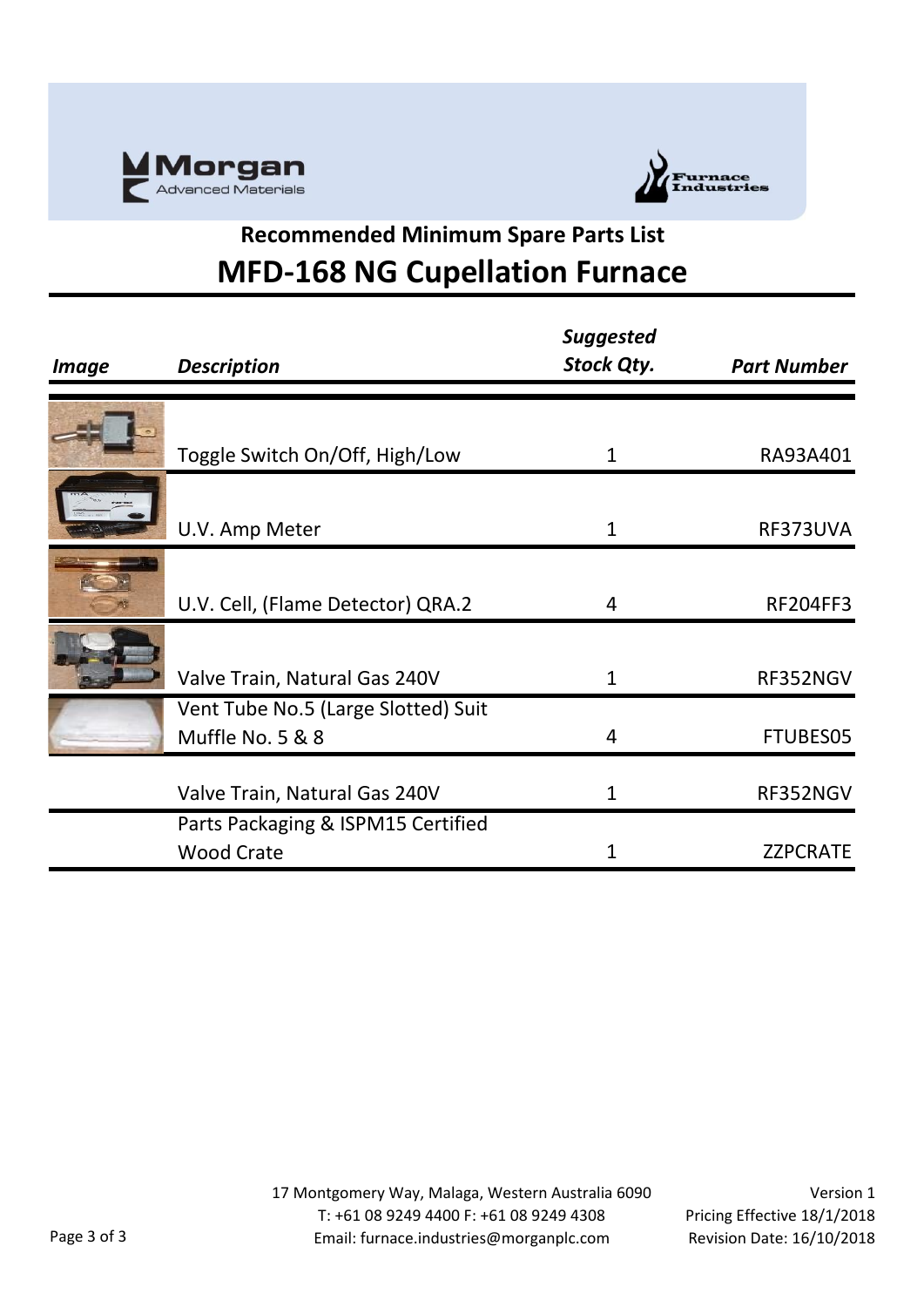**Recommended Minimum Spare Parts List**

# MFD-168 NG Cupellation Furnace

| *Image* | *Description* | *Suggested Stock Qty.* | *Part Number* |
|---|---|---|---|
| | Toggle Switch On/Off, High/Low | 1 | RA93A401 |
| | U.V. Amp Meter | 1 | RF373UVA |
| | U.V. Cell, (Flame Detector) QRA.2 | 4 | RF204FF3 |
| | Valve Train, Natural Gas 240V | 1 | RF352NGV |
| | Vent Tube No.5 (Large Slotted) Suit Muffle No. 5 & 8 | 4 | FTUBES05 |
| | Valve Train, Natural Gas 240V | 1 | RF352NGV |
| | Parts Packaging & ISPM15 Certified Wood Crate | 1 | ZZPCRATE |

17 Montgomery Way, Malaga, Western Australia 6090
T: +61 08 9249 4400 F: +61 08 9249 4308
Email: furnace.industries@morganplc.com

Version 1
Pricing Effective 18/1/2018
Revision Date: 16/10/2018